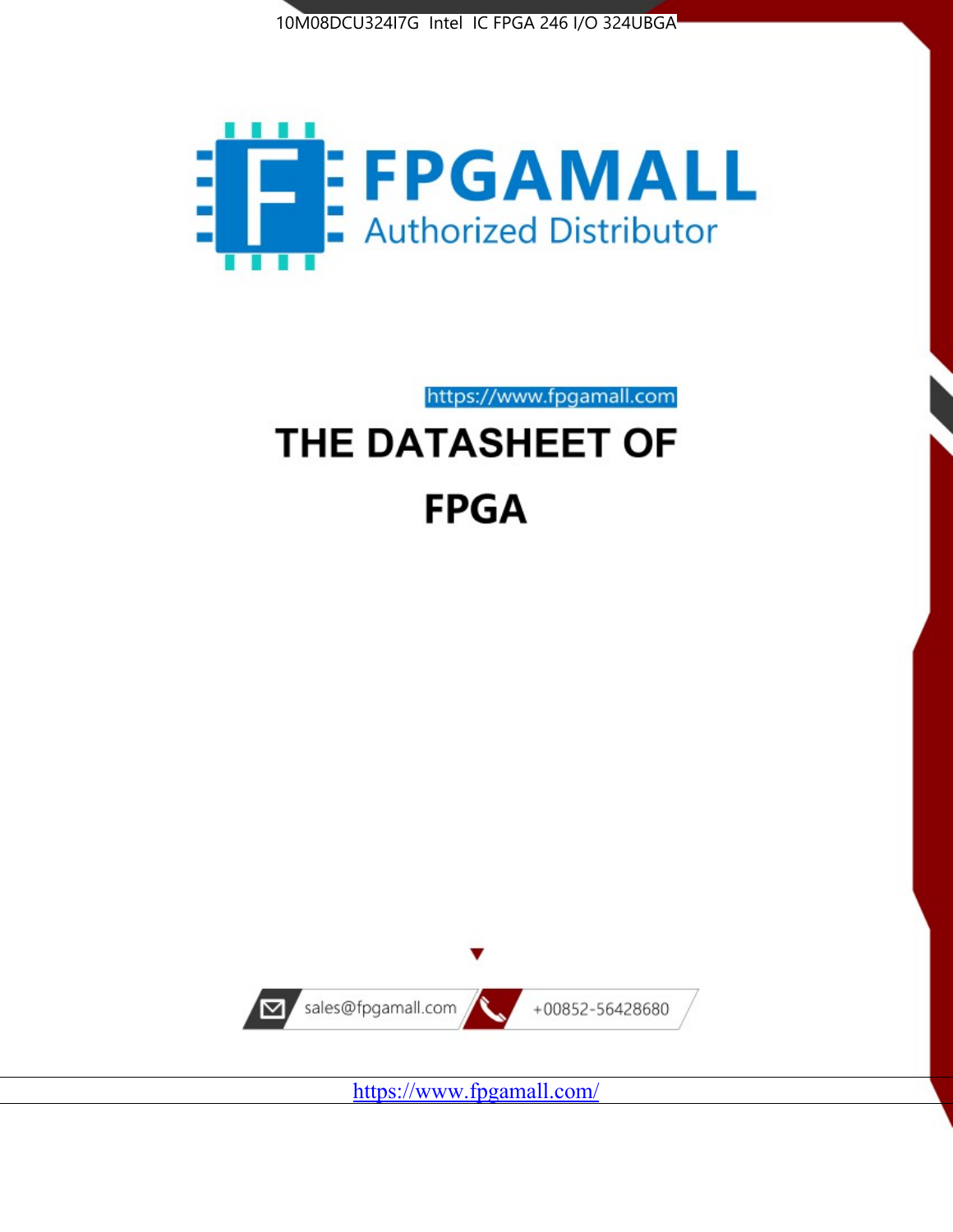10M08DCU324I7G Intel IC FPGA 246 I/O 324UBGA

FPGAMALL

Authorized Distributor

https://www.fpgamall.com

# THE DATASHEET OF

# FPGA

sales@fpgamall.com

+00852-56428680

https://www.fpgamall.com/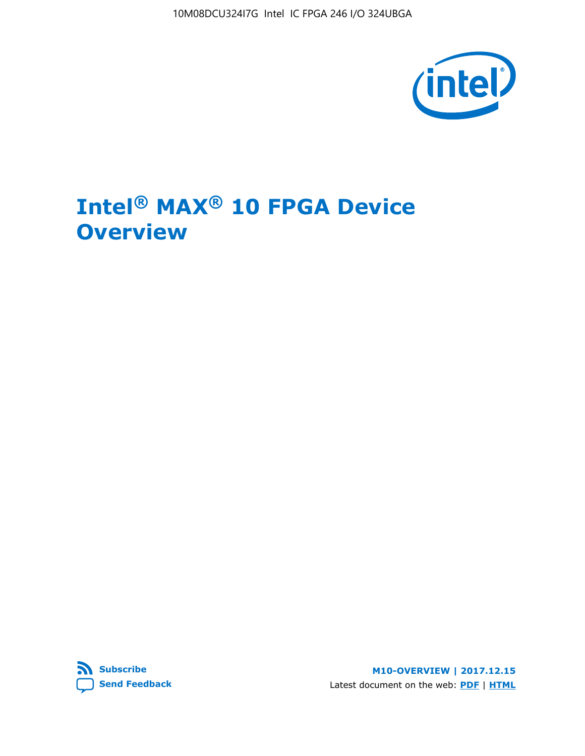# Intel® MAX® 10 FPGA Device Overview

**Subscribe**

**Send Feedback**

**M10-OVERVIEW | 2017.12.15**

Latest document on the web: **PDF** | **HTML**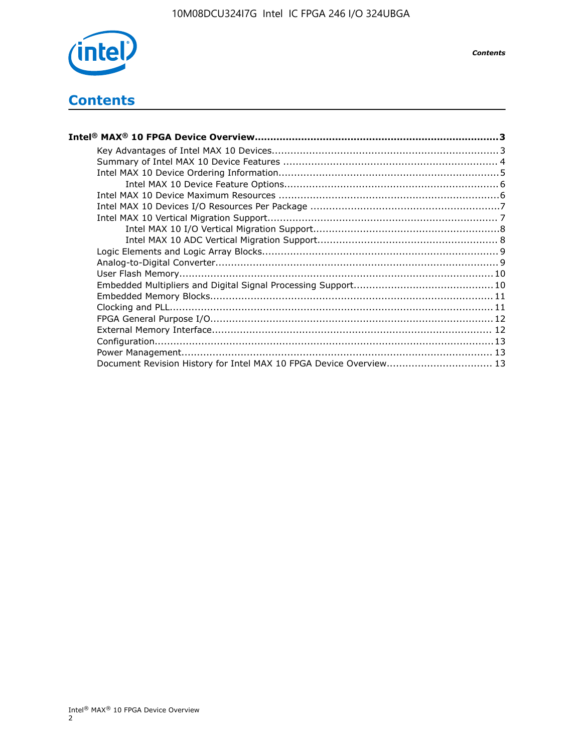# Contents

**Intel® MAX® 10 FPGA Device Overview....................................................................................3**

- Key Advantages of Intel MAX 10 Devices........................................................................3
- Summary of Intel MAX 10 Device Features ....................................................................4
- Intel MAX 10 Device Ordering Information......................................................................5
  - Intel MAX 10 Device Feature Options....................................................................6
- Intel MAX 10 Device Maximum Resources ......................................................................6
- Intel MAX 10 Devices I/O Resources Per Package ............................................................7
- Intel MAX 10 Vertical Migration Support.........................................................................7
  - Intel MAX 10 I/O Vertical Migration Support...........................................................8
  - Intel MAX 10 ADC Vertical Migration Support.........................................................8
- Logic Elements and Logic Array Blocks...........................................................................9
- Analog-to-Digital Converter..........................................................................................9
- User Flash Memory....................................................................................................10
- Embedded Multipliers and Digital Signal Processing Support............................................10
- Embedded Memory Blocks..........................................................................................11
- Clocking and PLL.......................................................................................................11
- FPGA General Purpose I/O..........................................................................................12
- External Memory Interface.........................................................................................12
- Configuration............................................................................................................13
- Power Management...................................................................................................13
- Document Revision History for Intel MAX 10 FPGA Device Overview.................................13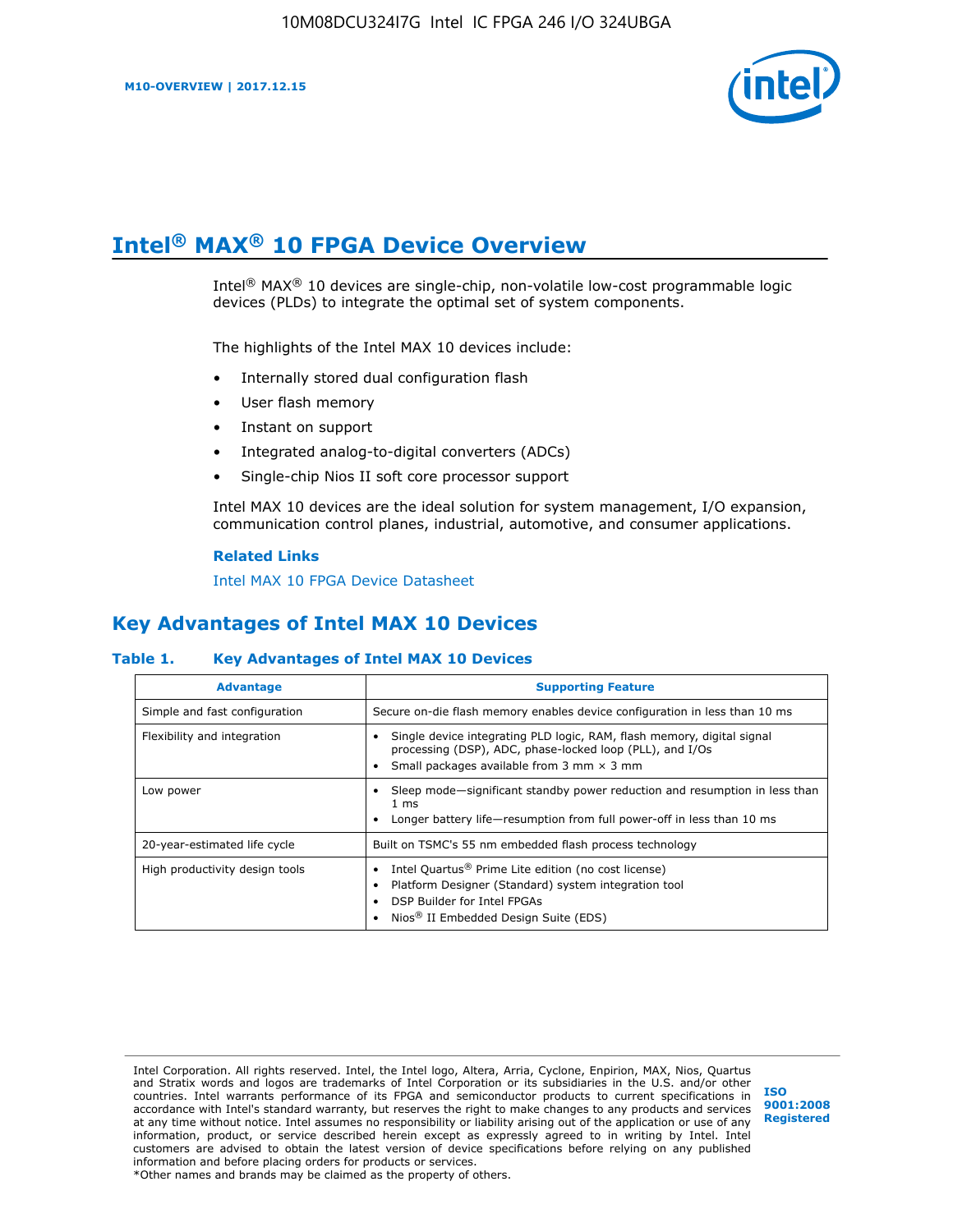# Intel® MAX® 10 FPGA Device Overview

Intel® MAX® 10 devices are single-chip, non-volatile low-cost programmable logic devices (PLDs) to integrate the optimal set of system components.

The highlights of the Intel MAX 10 devices include:

- Internally stored dual configuration flash
- User flash memory
- Instant on support
- Integrated analog-to-digital converters (ADCs)
- Single-chip Nios II soft core processor support

Intel MAX 10 devices are the ideal solution for system management, I/O expansion, communication control planes, industrial, automotive, and consumer applications.

**Related Links**

Intel MAX 10 FPGA Device Datasheet

## Key Advantages of Intel MAX 10 Devices

**Table 1. Key Advantages of Intel MAX 10 Devices**

| Advantage | Supporting Feature |
|---|---|
| Simple and fast configuration | Secure on-die flash memory enables device configuration in less than 10 ms |
| Flexibility and integration | • Single device integrating PLD logic, RAM, flash memory, digital signal processing (DSP), ADC, phase-locked loop (PLL), and I/Os<br>• Small packages available from 3 mm × 3 mm |
| Low power | • Sleep mode—significant standby power reduction and resumption in less than 1 ms<br>• Longer battery life—resumption from full power-off in less than 10 ms |
| 20-year-estimated life cycle | Built on TSMC's 55 nm embedded flash process technology |
| High productivity design tools | • Intel Quartus® Prime Lite edition (no cost license)<br>• Platform Designer (Standard) system integration tool<br>• DSP Builder for Intel FPGAs<br>• Nios® II Embedded Design Suite (EDS) |

Intel Corporation. All rights reserved. Intel, the Intel logo, Altera, Arria, Cyclone, Enpirion, MAX, Nios, Quartus and Stratix words and logos are trademarks of Intel Corporation or its subsidiaries in the U.S. and/or other countries. Intel warrants performance of its FPGA and semiconductor products to current specifications in accordance with Intel's standard warranty, but reserves the right to make changes to any products and services at any time without notice. Intel assumes no responsibility or liability arising out of the application or use of any information, product, or service described herein except as expressly agreed to in writing by Intel. Intel customers are advised to obtain the latest version of device specifications before relying on any published information and before placing orders for products or services.
*Other names and brands may be claimed as the property of others.

ISO 9001:2008 Registered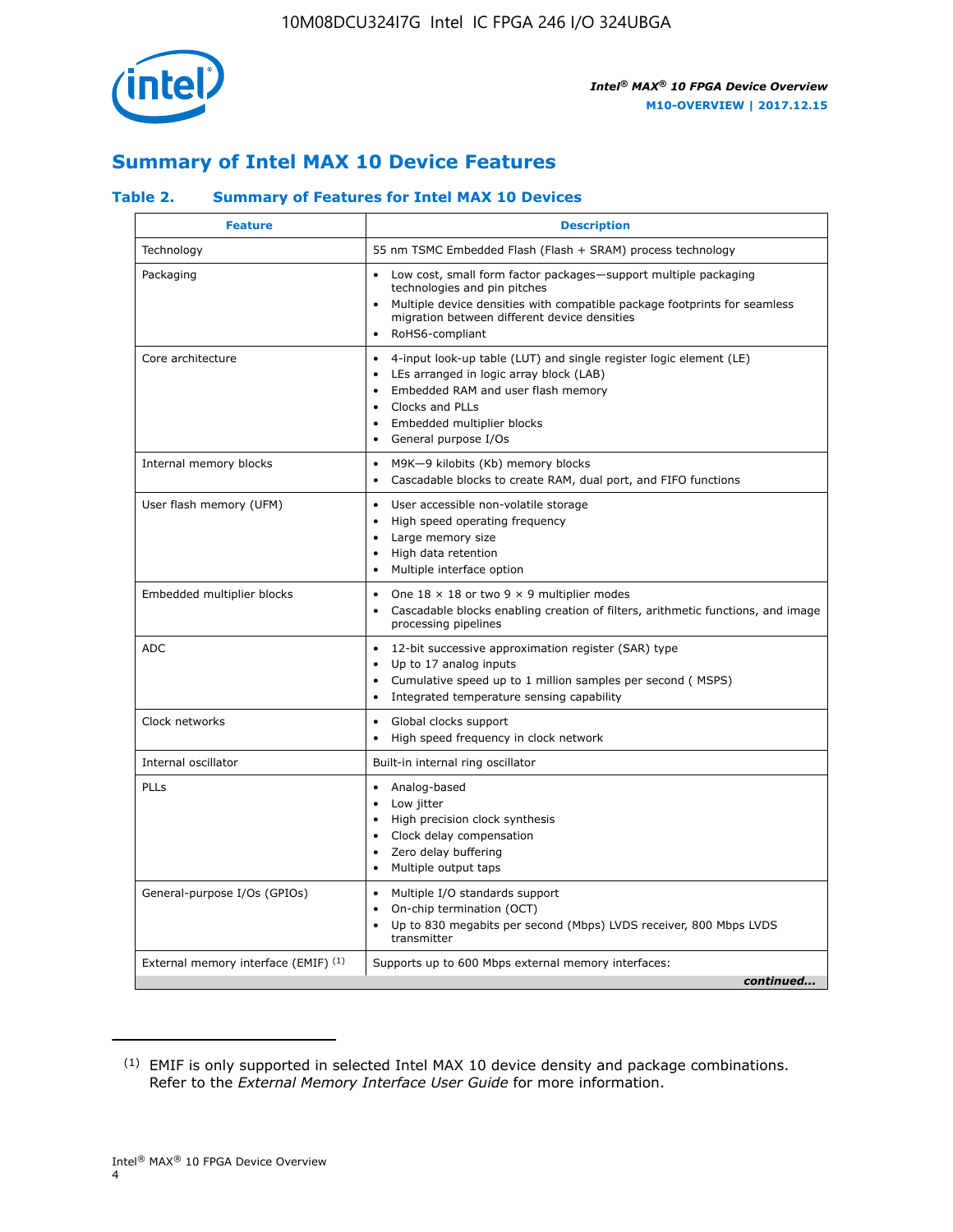## Summary of Intel MAX 10 Device Features

### Table 2. Summary of Features for Intel MAX 10 Devices

| Feature | Description |
|---|---|
| Technology | 55 nm TSMC Embedded Flash (Flash + SRAM) process technology |
| Packaging | • Low cost, small form factor packages—support multiple packaging technologies and pin pitches<br>• Multiple device densities with compatible package footprints for seamless migration between different device densities<br>• RoHS6-compliant |
| Core architecture | • 4-input look-up table (LUT) and single register logic element (LE)<br>• LEs arranged in logic array block (LAB)<br>• Embedded RAM and user flash memory<br>• Clocks and PLLs<br>• Embedded multiplier blocks<br>• General purpose I/Os |
| Internal memory blocks | • M9K—9 kilobits (Kb) memory blocks<br>• Cascadable blocks to create RAM, dual port, and FIFO functions |
| User flash memory (UFM) | • User accessible non-volatile storage<br>• High speed operating frequency<br>• Large memory size<br>• High data retention<br>• Multiple interface option |
| Embedded multiplier blocks | • One 18 × 18 or two 9 × 9 multiplier modes<br>• Cascadable blocks enabling creation of filters, arithmetic functions, and image processing pipelines |
| ADC | • 12-bit successive approximation register (SAR) type<br>• Up to 17 analog inputs<br>• Cumulative speed up to 1 million samples per second ( MSPS)<br>• Integrated temperature sensing capability |
| Clock networks | • Global clocks support<br>• High speed frequency in clock network |
| Internal oscillator | Built-in internal ring oscillator |
| PLLs | • Analog-based<br>• Low jitter<br>• High precision clock synthesis<br>• Clock delay compensation<br>• Zero delay buffering<br>• Multiple output taps |
| General-purpose I/Os (GPIOs) | • Multiple I/O standards support<br>• On-chip termination (OCT)<br>• Up to 830 megabits per second (Mbps) LVDS receiver, 800 Mbps LVDS transmitter |
| External memory interface (EMIF) [(1)] | Supports up to 600 Mbps external memory interfaces: |

*continued...*

(1) EMIF is only supported in selected Intel MAX 10 device density and package combinations. Refer to the *External Memory Interface User Guide* for more information.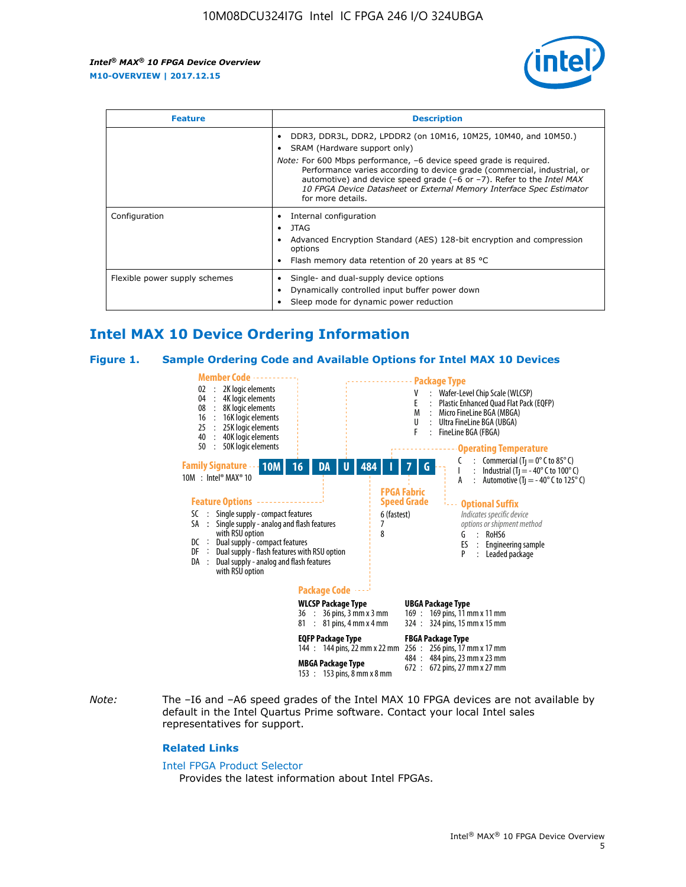| Feature | Description |
| --- | --- |
| | • DDR3, DDR3L, DDR2, LPDDR2 (on 10M16, 10M25, 10M40, and 10M50.)<br>• SRAM (Hardware support only)<br>*Note:* For 600 Mbps performance, –6 device speed grade is required. Performance varies according to device grade (commercial, industrial, or automotive) and device speed grade (–6 or –7). Refer to the *Intel MAX 10 FPGA Device Datasheet* or *External Memory Interface Spec Estimator* for more details. |
| Configuration | • Internal configuration<br>• JTAG<br>• Advanced Encryption Standard (AES) 128-bit encryption and compression options<br>• Flash memory data retention of 20 years at 85 °C |
| Flexible power supply schemes | • Single- and dual-supply device options<br>• Dynamically controlled input buffer power down<br>• Sleep mode for dynamic power reduction |

## Intel MAX 10 Device Ordering Information

### Figure 1. Sample Ordering Code and Available Options for Intel MAX 10 Devices

Example ordering code: 10M 16 DA U 484 I 7 G

**Family Signature**
10M : Intel® MAX® 10

**Member Code**
02 : 2K logic elements
04 : 4K logic elements
08 : 8K logic elements
16 : 16K logic elements
25 : 25K logic elements
40 : 40K logic elements
50 : 50K logic elements

**Feature Options**
SC : Single supply - compact features
SA : Single supply - analog and flash features with RSU option
DC : Dual supply - compact features
DF : Dual supply - flash features with RSU option
DA : Dual supply - analog and flash features with RSU option

**Package Type**
V : Wafer-Level Chip Scale (WLCSP)
E : Plastic Enhanced Quad Flat Pack (EQFP)
M : Micro FineLine BGA (MBGA)
U : Ultra FineLine BGA (UBGA)
F : FineLine BGA (FBGA)

**Package Code**

WLCSP Package Type
36 : 36 pins, 3 mm x 3 mm
81 : 81 pins, 4 mm x 4 mm

EQFP Package Type
144 : 144 pins, 22 mm x 22 mm

MBGA Package Type
153 : 153 pins, 8 mm x 8 mm

UBGA Package Type
169 : 169 pins, 11 mm x 11 mm
324 : 324 pins, 15 mm x 15 mm

FBGA Package Type
256 : 256 pins, 17 mm x 17 mm
484 : 484 pins, 23 mm x 23 mm
672 : 672 pins, 27 mm x 27 mm

**Operating Temperature**
C : Commercial ($T_J$ = 0° C to 85° C)
I : Industrial ($T_J$ = - 40° C to 100° C)
A : Automotive ($T_J$ = - 40° C to 125° C)

**FPGA Fabric Speed Grade**
6 (fastest)
7
8

**Optional Suffix**
*Indicates specific device options or shipment method*
G : RoHS6
ES : Engineering sample
P : Leaded package

*Note:* The –I6 and –A6 speed grades of the Intel MAX 10 FPGA devices are not available by default in the Intel Quartus Prime software. Contact your local Intel sales representatives for support.

#### Related Links

Intel FPGA Product Selector
Provides the latest information about Intel FPGAs.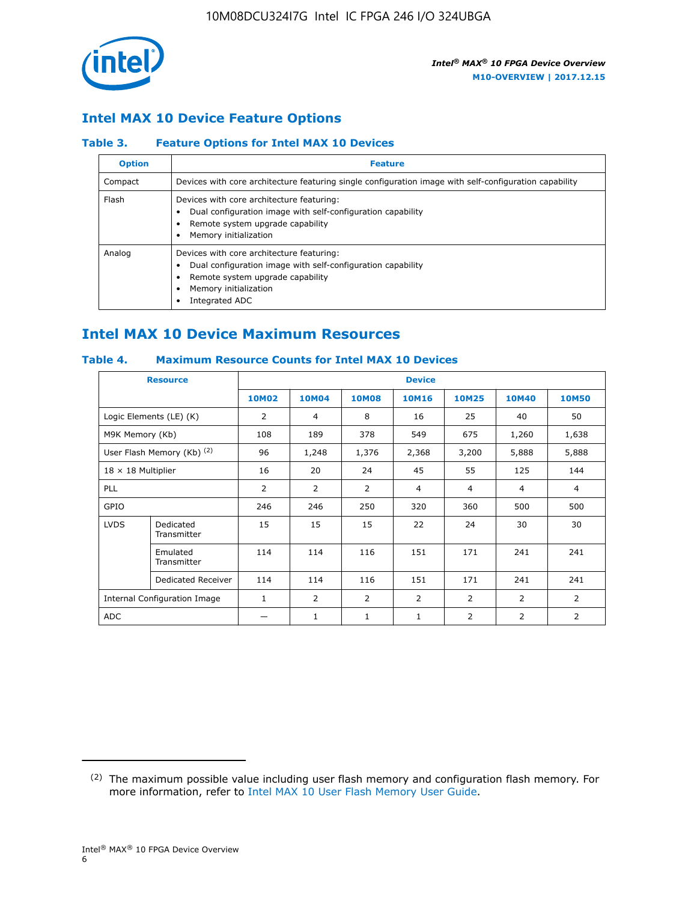## Intel MAX 10 Device Feature Options

### Table 3. Feature Options for Intel MAX 10 Devices

| Option | Feature |
|---|---|
| Compact | Devices with core architecture featuring single configuration image with self-configuration capability |
| Flash | Devices with core architecture featuring: • Dual configuration image with self-configuration capability • Remote system upgrade capability • Memory initialization |
| Analog | Devices with core architecture featuring: • Dual configuration image with self-configuration capability • Remote system upgrade capability • Memory initialization • Integrated ADC |

## Intel MAX 10 Device Maximum Resources

### Table 4. Maximum Resource Counts for Intel MAX 10 Devices

| Resource | | Device | | | | | | |
|---|---|---|---|---|---|---|---|---|
| | | 10M02 | 10M04 | 10M08 | 10M16 | 10M25 | 10M40 | 10M50 |
| Logic Elements (LE) (K) | | 2 | 4 | 8 | 16 | 25 | 40 | 50 |
| M9K Memory (Kb) | | 108 | 189 | 378 | 549 | 675 | 1,260 | 1,638 |
| User Flash Memory (Kb) [2] | | 96 | 1,248 | 1,376 | 2,368 | 3,200 | 5,888 | 5,888 |
| 18 × 18 Multiplier | | 16 | 20 | 24 | 45 | 55 | 125 | 144 |
| PLL | | 2 | 2 | 2 | 4 | 4 | 4 | 4 |
| GPIO | | 246 | 246 | 250 | 320 | 360 | 500 | 500 |
| LVDS | Dedicated Transmitter | 15 | 15 | 15 | 22 | 24 | 30 | 30 |
| | Emulated Transmitter | 114 | 114 | 116 | 151 | 171 | 241 | 241 |
| | Dedicated Receiver | 114 | 114 | 116 | 151 | 171 | 241 | 241 |
| Internal Configuration Image | | 1 | 2 | 2 | 2 | 2 | 2 | 2 |
| ADC | | — | 1 | 1 | 1 | 2 | 2 | 2 |

(2) The maximum possible value including user flash memory and configuration flash memory. For more information, refer to Intel MAX 10 User Flash Memory User Guide.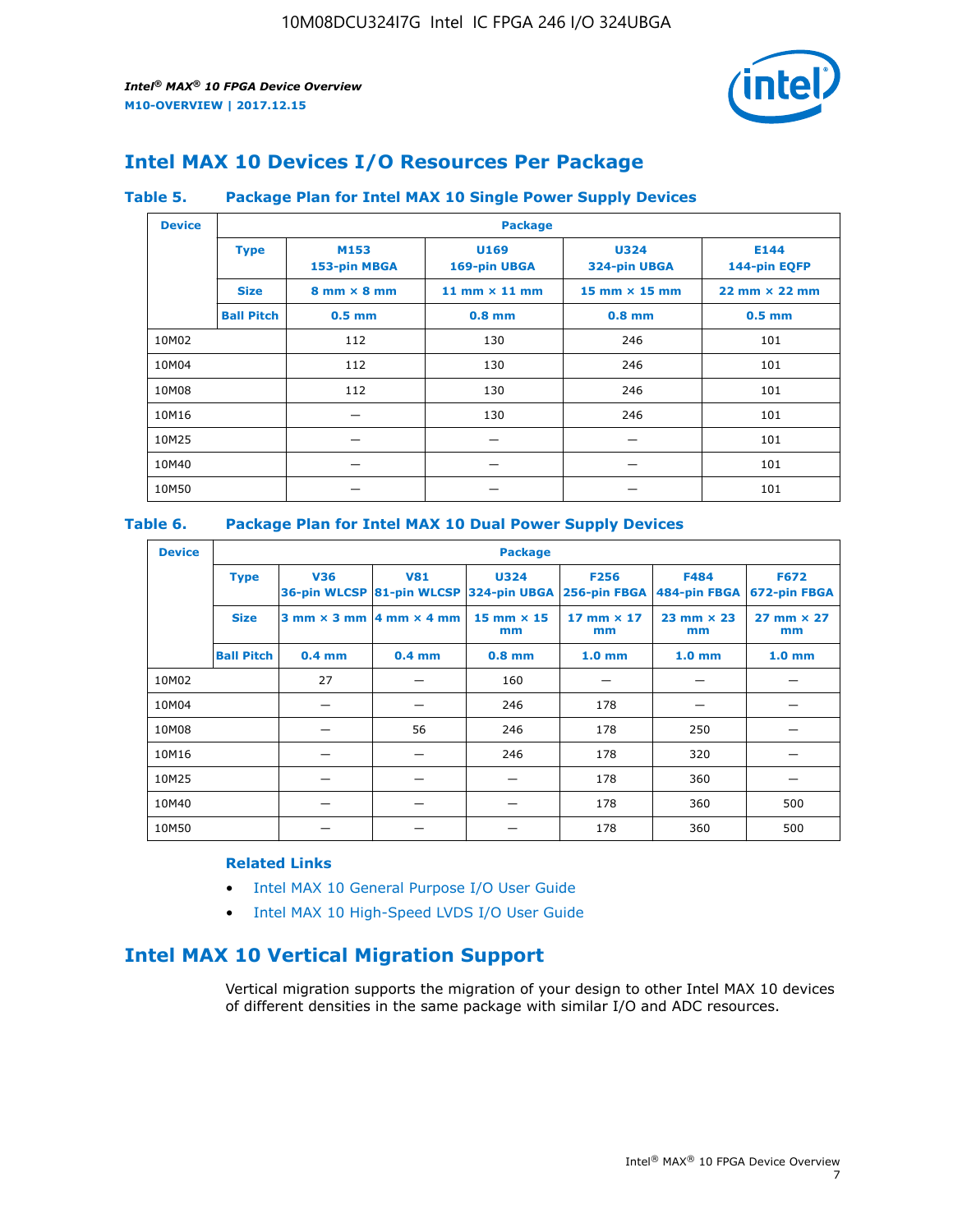## Intel MAX 10 Devices I/O Resources Per Package

### Table 5. Package Plan for Intel MAX 10 Single Power Supply Devices

| Device | Package | | | | |
|---|---|---|---|---|---|
| | **Type** | **M153** 153-pin MBGA | **U169** 169-pin UBGA | **U324** 324-pin UBGA | **E144** 144-pin EQFP |
| | **Size** | 8 mm × 8 mm | 11 mm × 11 mm | 15 mm × 15 mm | 22 mm × 22 mm |
| | **Ball Pitch** | 0.5 mm | 0.8 mm | 0.8 mm | 0.5 mm |
| 10M02 | | 112 | 130 | 246 | 101 |
| 10M04 | | 112 | 130 | 246 | 101 |
| 10M08 | | 112 | 130 | 246 | 101 |
| 10M16 | | — | 130 | 246 | 101 |
| 10M25 | | — | — | — | 101 |
| 10M40 | | — | — | — | 101 |
| 10M50 | | — | — | — | 101 |

### Table 6. Package Plan for Intel MAX 10 Dual Power Supply Devices

| Device | Package | | | | | | |
|---|---|---|---|---|---|---|---|
| | **Type** | **V36** 36-pin WLCSP | **V81** 81-pin WLCSP | **U324** 324-pin UBGA | **F256** 256-pin FBGA | **F484** 484-pin FBGA | **F672** 672-pin FBGA |
| | **Size** | 3 mm × 3 mm | 4 mm × 4 mm | 15 mm × 15 mm | 17 mm × 17 mm | 23 mm × 23 mm | 27 mm × 27 mm |
| | **Ball Pitch** | 0.4 mm | 0.4 mm | 0.8 mm | 1.0 mm | 1.0 mm | 1.0 mm |
| 10M02 | | 27 | — | 160 | — | — | — |
| 10M04 | | — | — | 246 | 178 | — | — |
| 10M08 | | — | 56 | 246 | 178 | 250 | — |
| 10M16 | | — | — | 246 | 178 | 320 | — |
| 10M25 | | — | — | — | 178 | 360 | — |
| 10M40 | | — | — | — | 178 | 360 | 500 |
| 10M50 | | — | — | — | 178 | 360 | 500 |

**Related Links**

- Intel MAX 10 General Purpose I/O User Guide
- Intel MAX 10 High-Speed LVDS I/O User Guide

## Intel MAX 10 Vertical Migration Support

Vertical migration supports the migration of your design to other Intel MAX 10 devices of different densities in the same package with similar I/O and ADC resources.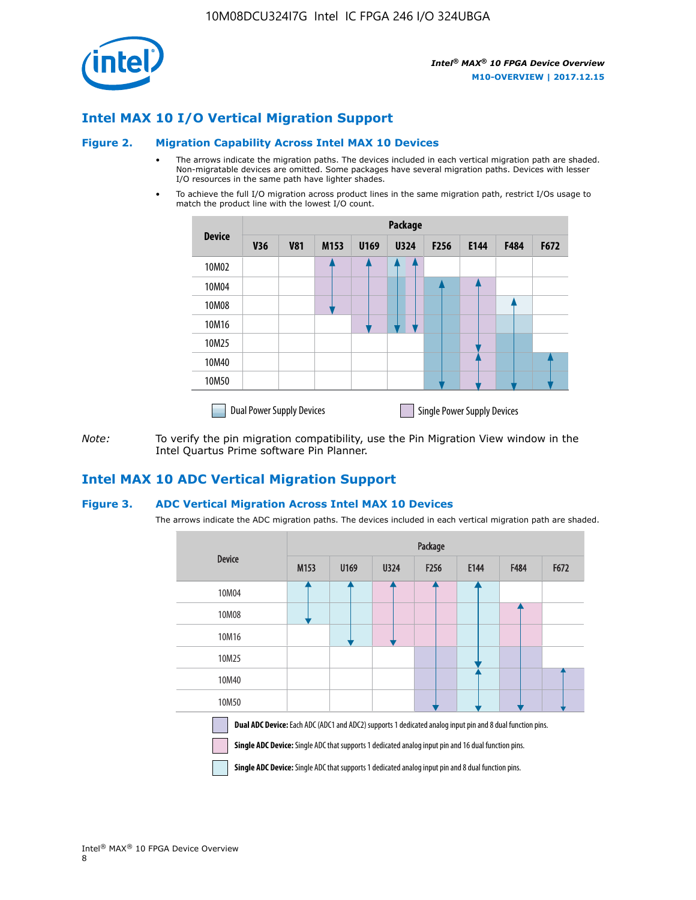## Intel MAX 10 I/O Vertical Migration Support

### Figure 2. Migration Capability Across Intel MAX 10 Devices

- The arrows indicate the migration paths. The devices included in each vertical migration path are shaded. Non-migratable devices are omitted. Some packages have several migration paths. Devices with lesser I/O resources in the same path have lighter shades.
- To achieve the full I/O migration across product lines in the same migration path, restrict I/Os usage to match the product line with the lowest I/O count.

| Device | Package | | | | | | | | |
|---|---|---|---|---|---|---|---|---|---|
| | V36 | V81 | M153 | U169 | U324 | F256 | E144 | F484 | F672 |
| 10M02 | | | | | | | | | |
| 10M04 | | | | | | | | | |
| 10M08 | | | | | | | | | |
| 10M16 | | | | | | | | | |
| 10M25 | | | | | | | | | |
| 10M40 | | | | | | | | | |
| 10M50 | | | | | | | | | |

Dual Power Supply Devices    Single Power Supply Devices

*Note:* To verify the pin migration compatibility, use the Pin Migration View window in the Intel Quartus Prime software Pin Planner.

## Intel MAX 10 ADC Vertical Migration Support

### Figure 3. ADC Vertical Migration Across Intel MAX 10 Devices

The arrows indicate the ADC migration paths. The devices included in each vertical migration path are shaded.

| Device | Package | | | | | | |
|---|---|---|---|---|---|---|---|
| | M153 | U169 | U324 | F256 | E144 | F484 | F672 |
| 10M04 | | | | | | | |
| 10M08 | | | | | | | |
| 10M16 | | | | | | | |
| 10M25 | | | | | | | |
| 10M40 | | | | | | | |
| 10M50 | | | | | | | |

**Dual ADC Device:** Each ADC (ADC1 and ADC2) supports 1 dedicated analog input pin and 8 dual function pins.

**Single ADC Device:** Single ADC that supports 1 dedicated analog input pin and 16 dual function pins.

**Single ADC Device:** Single ADC that supports 1 dedicated analog input pin and 8 dual function pins.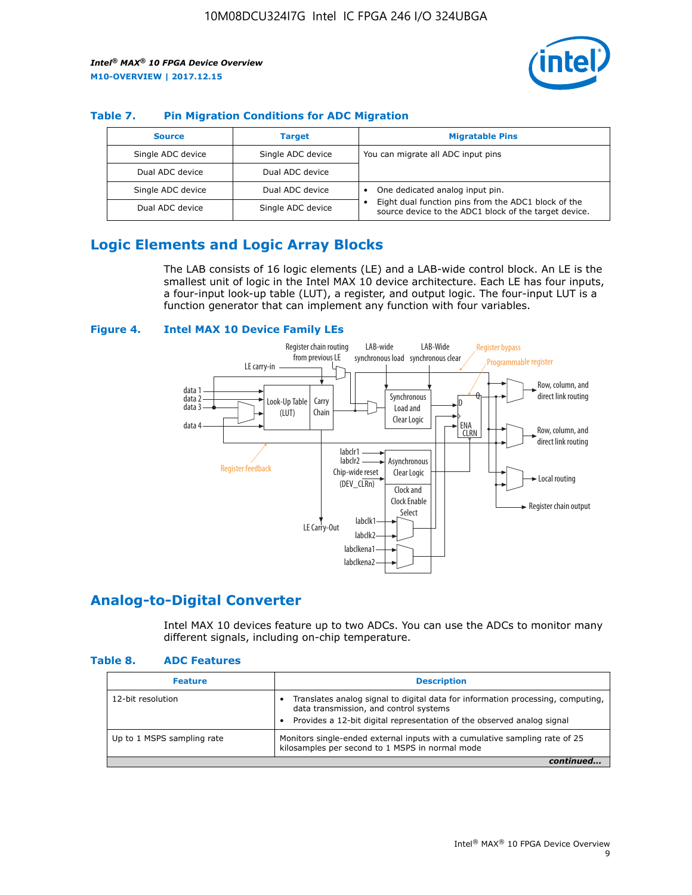## Table 7. Pin Migration Conditions for ADC Migration

| Source | Target | Migratable Pins |
| --- | --- | --- |
| Single ADC device | Single ADC device | You can migrate all ADC input pins |
| Dual ADC device | Dual ADC device | |
| Single ADC device | Dual ADC device | • One dedicated analog input pin. • Eight dual function pins from the ADC1 block of the source device to the ADC1 block of the target device. |
| Dual ADC device | Single ADC device | |

## Logic Elements and Logic Array Blocks

The LAB consists of 16 logic elements (LE) and a LAB-wide control block. An LE is the smallest unit of logic in the Intel MAX 10 device architecture. Each LE has four inputs, a four-input look-up table (LUT), a register, and output logic. The four-input LUT is a function generator that can implement any function with four variables.

**Figure 4. Intel MAX 10 Device Family LEs**

## Analog-to-Digital Converter

Intel MAX 10 devices feature up to two ADCs. You can use the ADCs to monitor many different signals, including on-chip temperature.

## Table 8. ADC Features

| Feature | Description |
| --- | --- |
| 12-bit resolution | • Translates analog signal to digital data for information processing, computing, data transmission, and control systems • Provides a 12-bit digital representation of the observed analog signal |
| Up to 1 MSPS sampling rate | Monitors single-ended external inputs with a cumulative sampling rate of 25 kilosamples per second to 1 MSPS in normal mode |

*continued...*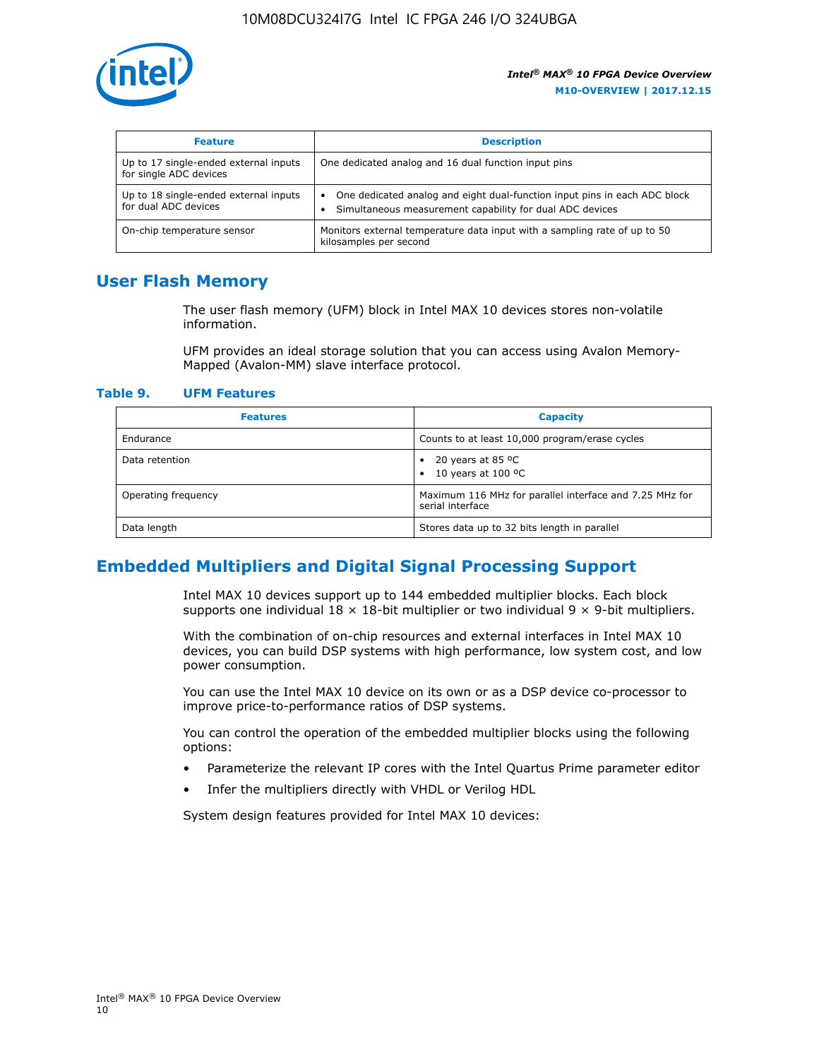| Feature | Description |
| --- | --- |
| Up to 17 single-ended external inputs for single ADC devices | One dedicated analog and 16 dual function input pins |
| Up to 18 single-ended external inputs for dual ADC devices | • One dedicated analog and eight dual-function input pins in each ADC block<br>• Simultaneous measurement capability for dual ADC devices |
| On-chip temperature sensor | Monitors external temperature data input with a sampling rate of up to 50 kilosamples per second |

## User Flash Memory

The user flash memory (UFM) block in Intel MAX 10 devices stores non-volatile information.

UFM provides an ideal storage solution that you can access using Avalon Memory-Mapped (Avalon-MM) slave interface protocol.

**Table 9. UFM Features**

| Features | Capacity |
| --- | --- |
| Endurance | Counts to at least 10,000 program/erase cycles |
| Data retention | • 20 years at 85 ºC<br>• 10 years at 100 ºC |
| Operating frequency | Maximum 116 MHz for parallel interface and 7.25 MHz for serial interface |
| Data length | Stores data up to 32 bits length in parallel |

## Embedded Multipliers and Digital Signal Processing Support

Intel MAX 10 devices support up to 144 embedded multiplier blocks. Each block supports one individual 18 × 18-bit multiplier or two individual 9 × 9-bit multipliers.

With the combination of on-chip resources and external interfaces in Intel MAX 10 devices, you can build DSP systems with high performance, low system cost, and low power consumption.

You can use the Intel MAX 10 device on its own or as a DSP device co-processor to improve price-to-performance ratios of DSP systems.

You can control the operation of the embedded multiplier blocks using the following options:

- Parameterize the relevant IP cores with the Intel Quartus Prime parameter editor
- Infer the multipliers directly with VHDL or Verilog HDL

System design features provided for Intel MAX 10 devices: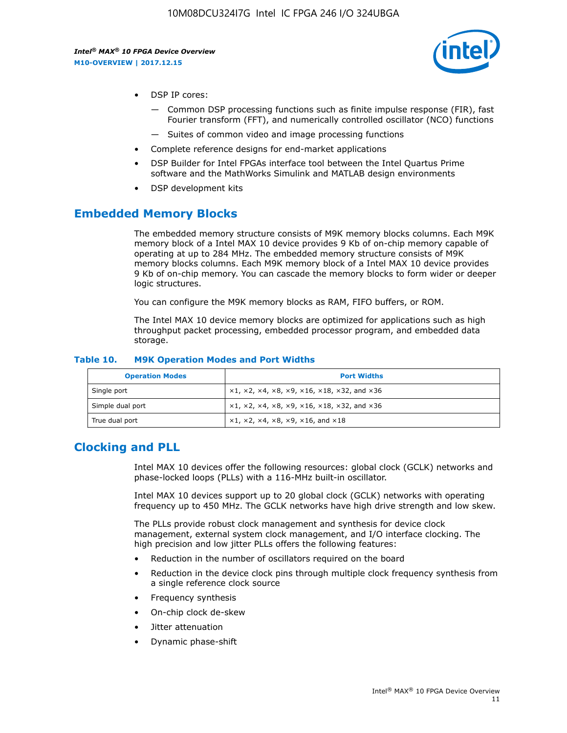- DSP IP cores:
  - — Common DSP processing functions such as finite impulse response (FIR), fast Fourier transform (FFT), and numerically controlled oscillator (NCO) functions
  - — Suites of common video and image processing functions
- Complete reference designs for end-market applications
- DSP Builder for Intel FPGAs interface tool between the Intel Quartus Prime software and the MathWorks Simulink and MATLAB design environments
- DSP development kits

## Embedded Memory Blocks

The embedded memory structure consists of M9K memory blocks columns. Each M9K memory block of a Intel MAX 10 device provides 9 Kb of on-chip memory capable of operating at up to 284 MHz. The embedded memory structure consists of M9K memory blocks columns. Each M9K memory block of a Intel MAX 10 device provides 9 Kb of on-chip memory. You can cascade the memory blocks to form wider or deeper logic structures.

You can configure the M9K memory blocks as RAM, FIFO buffers, or ROM.

The Intel MAX 10 device memory blocks are optimized for applications such as high throughput packet processing, embedded processor program, and embedded data storage.

**Table 10. M9K Operation Modes and Port Widths**

| Operation Modes | Port Widths |
|---|---|
| Single port | ×1, ×2, ×4, ×8, ×9, ×16, ×18, ×32, and ×36 |
| Simple dual port | ×1, ×2, ×4, ×8, ×9, ×16, ×18, ×32, and ×36 |
| True dual port | ×1, ×2, ×4, ×8, ×9, ×16, and ×18 |

## Clocking and PLL

Intel MAX 10 devices offer the following resources: global clock (GCLK) networks and phase-locked loops (PLLs) with a 116-MHz built-in oscillator.

Intel MAX 10 devices support up to 20 global clock (GCLK) networks with operating frequency up to 450 MHz. The GCLK networks have high drive strength and low skew.

The PLLs provide robust clock management and synthesis for device clock management, external system clock management, and I/O interface clocking. The high precision and low jitter PLLs offers the following features:

- Reduction in the number of oscillators required on the board
- Reduction in the device clock pins through multiple clock frequency synthesis from a single reference clock source
- Frequency synthesis
- On-chip clock de-skew
- Jitter attenuation
- Dynamic phase-shift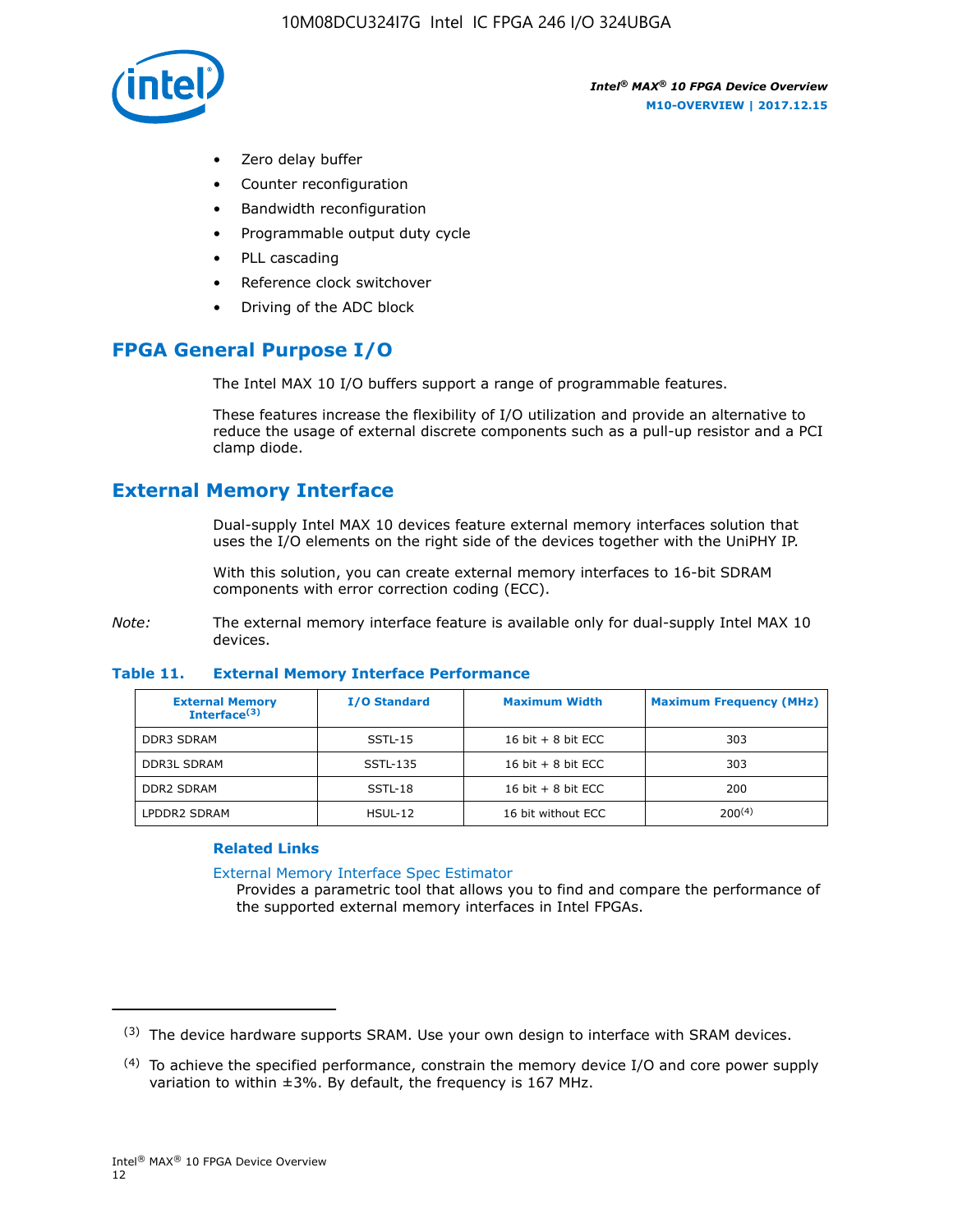- Zero delay buffer
- Counter reconfiguration
- Bandwidth reconfiguration
- Programmable output duty cycle
- PLL cascading
- Reference clock switchover
- Driving of the ADC block

## FPGA General Purpose I/O

The Intel MAX 10 I/O buffers support a range of programmable features.

These features increase the flexibility of I/O utilization and provide an alternative to reduce the usage of external discrete components such as a pull-up resistor and a PCI clamp diode.

## External Memory Interface

Dual-supply Intel MAX 10 devices feature external memory interfaces solution that uses the I/O elements on the right side of the devices together with the UniPHY IP.

With this solution, you can create external memory interfaces to 16-bit SDRAM components with error correction coding (ECC).

*Note:* The external memory interface feature is available only for dual-supply Intel MAX 10 devices.

**Table 11. External Memory Interface Performance**

| External Memory Interface[3] | I/O Standard | Maximum Width | Maximum Frequency (MHz) |
|---|---|---|---|
| DDR3 SDRAM | SSTL-15 | 16 bit + 8 bit ECC | 303 |
| DDR3L SDRAM | SSTL-135 | 16 bit + 8 bit ECC | 303 |
| DDR2 SDRAM | SSTL-18 | 16 bit + 8 bit ECC | 200 |
| LPDDR2 SDRAM | HSUL-12 | 16 bit without ECC | 200[4] |

### Related Links

External Memory Interface Spec Estimator
Provides a parametric tool that allows you to find and compare the performance of the supported external memory interfaces in Intel FPGAs.

---

[3] The device hardware supports SRAM. Use your own design to interface with SRAM devices.

[4] To achieve the specified performance, constrain the memory device I/O and core power supply variation to within ±3%. By default, the frequency is 167 MHz.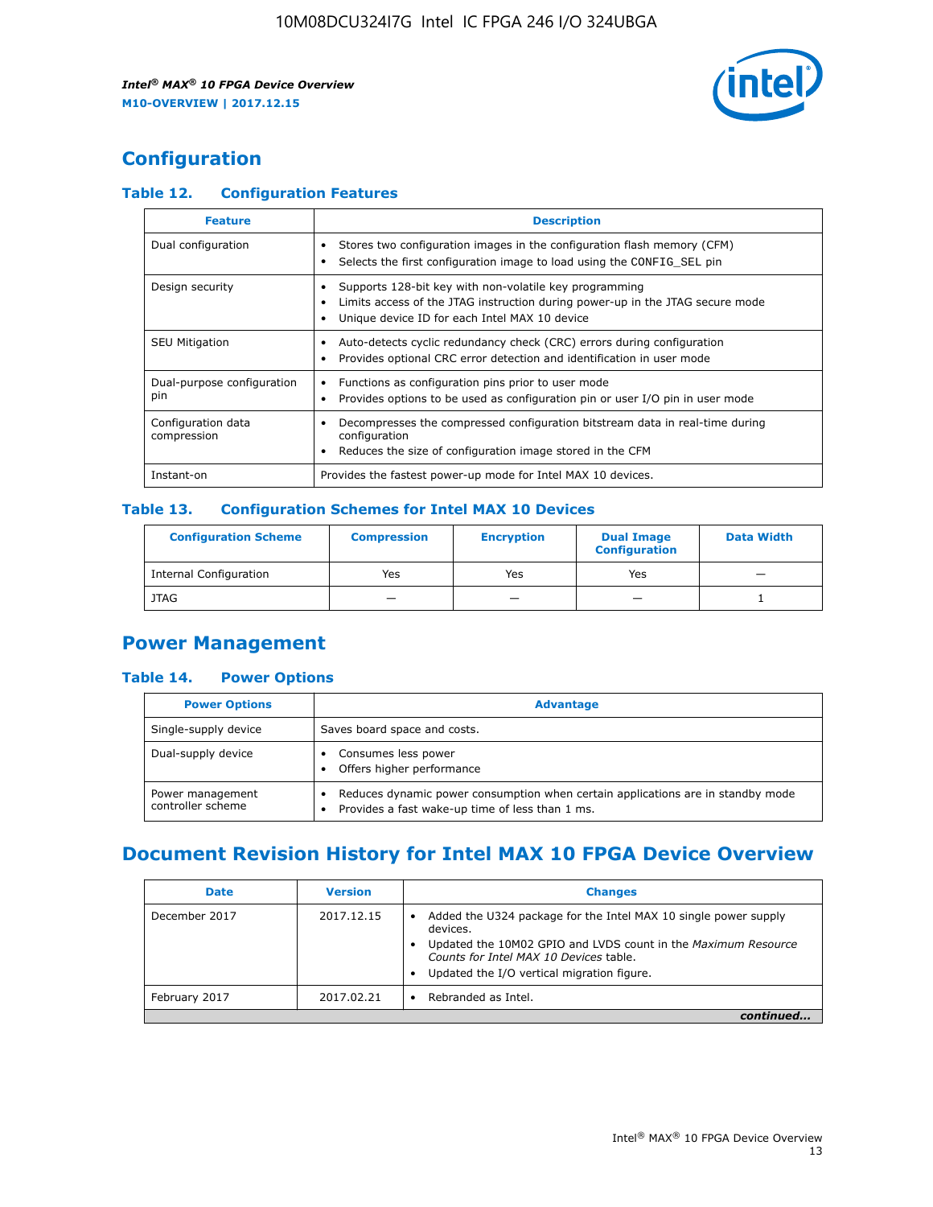## Configuration

### Table 12. Configuration Features

| Feature | Description |
|---|---|
| Dual configuration | • Stores two configuration images in the configuration flash memory (CFM)<br>• Selects the first configuration image to load using the CONFIG_SEL pin |
| Design security | • Supports 128-bit key with non-volatile key programming<br>• Limits access of the JTAG instruction during power-up in the JTAG secure mode<br>• Unique device ID for each Intel MAX 10 device |
| SEU Mitigation | • Auto-detects cyclic redundancy check (CRC) errors during configuration<br>• Provides optional CRC error detection and identification in user mode |
| Dual-purpose configuration pin | • Functions as configuration pins prior to user mode<br>• Provides options to be used as configuration pin or user I/O pin in user mode |
| Configuration data compression | • Decompresses the compressed configuration bitstream data in real-time during configuration<br>• Reduces the size of configuration image stored in the CFM |
| Instant-on | Provides the fastest power-up mode for Intel MAX 10 devices. |

### Table 13. Configuration Schemes for Intel MAX 10 Devices

| Configuration Scheme | Compression | Encryption | Dual Image Configuration | Data Width |
|---|---|---|---|---|
| Internal Configuration | Yes | Yes | Yes | — |
| JTAG | — | — | — | 1 |

## Power Management

### Table 14. Power Options

| Power Options | Advantage |
|---|---|
| Single-supply device | Saves board space and costs. |
| Dual-supply device | • Consumes less power<br>• Offers higher performance |
| Power management controller scheme | • Reduces dynamic power consumption when certain applications are in standby mode<br>• Provides a fast wake-up time of less than 1 ms. |

## Document Revision History for Intel MAX 10 FPGA Device Overview

| Date | Version | Changes |
|---|---|---|
| December 2017 | 2017.12.15 | • Added the U324 package for the Intel MAX 10 single power supply devices.<br>• Updated the 10M02 GPIO and LVDS count in the *Maximum Resource Counts for Intel MAX 10 Devices* table.<br>• Updated the I/O vertical migration figure. |
| February 2017 | 2017.02.21 | • Rebranded as Intel. |

*continued...*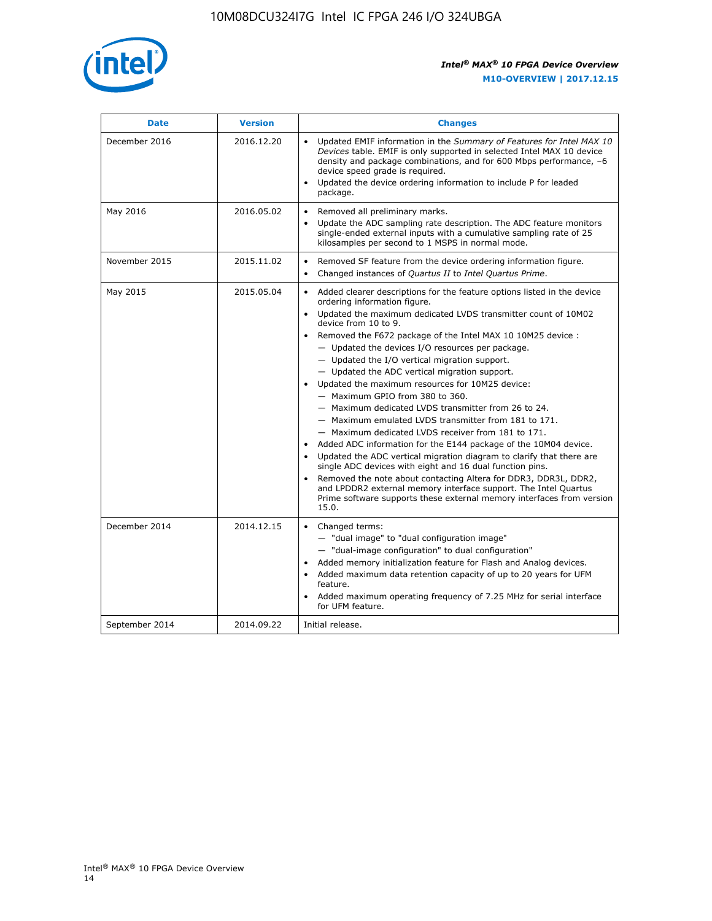| Date | Version | Changes |
| --- | --- | --- |
| December 2016 | 2016.12.20 | • Updated EMIF information in the *Summary of Features for Intel MAX 10 Devices* table. EMIF is only supported in selected Intel MAX 10 device density and package combinations, and for 600 Mbps performance, –6 device speed grade is required.<br>• Updated the device ordering information to include P for leaded package. |
| May 2016 | 2016.05.02 | • Removed all preliminary marks.<br>• Update the ADC sampling rate description. The ADC feature monitors single-ended external inputs with a cumulative sampling rate of 25 kilosamples per second to 1 MSPS in normal mode. |
| November 2015 | 2015.11.02 | • Removed SF feature from the device ordering information figure.<br>• Changed instances of *Quartus II* to *Intel Quartus Prime*. |
| May 2015 | 2015.05.04 | • Added clearer descriptions for the feature options listed in the device ordering information figure.<br>• Updated the maximum dedicated LVDS transmitter count of 10M02 device from 10 to 9.<br>• Removed the F672 package of the Intel MAX 10 10M25 device :<br>— Updated the devices I/O resources per package.<br>— Updated the I/O vertical migration support.<br>— Updated the ADC vertical migration support.<br>• Updated the maximum resources for 10M25 device:<br>— Maximum GPIO from 380 to 360.<br>— Maximum dedicated LVDS transmitter from 26 to 24.<br>— Maximum emulated LVDS transmitter from 181 to 171.<br>— Maximum dedicated LVDS receiver from 181 to 171.<br>• Added ADC information for the E144 package of the 10M04 device.<br>• Updated the ADC vertical migration diagram to clarify that there are single ADC devices with eight and 16 dual function pins.<br>• Removed the note about contacting Altera for DDR3, DDR3L, DDR2, and LPDDR2 external memory interface support. The Intel Quartus Prime software supports these external memory interfaces from version 15.0. |
| December 2014 | 2014.12.15 | • Changed terms:<br>— "dual image" to "dual configuration image"<br>— "dual-image configuration" to dual configuration"<br>• Added memory initialization feature for Flash and Analog devices.<br>• Added maximum data retention capacity of up to 20 years for UFM feature.<br>• Added maximum operating frequency of 7.25 MHz for serial interface for UFM feature. |
| September 2014 | 2014.09.22 | Initial release. |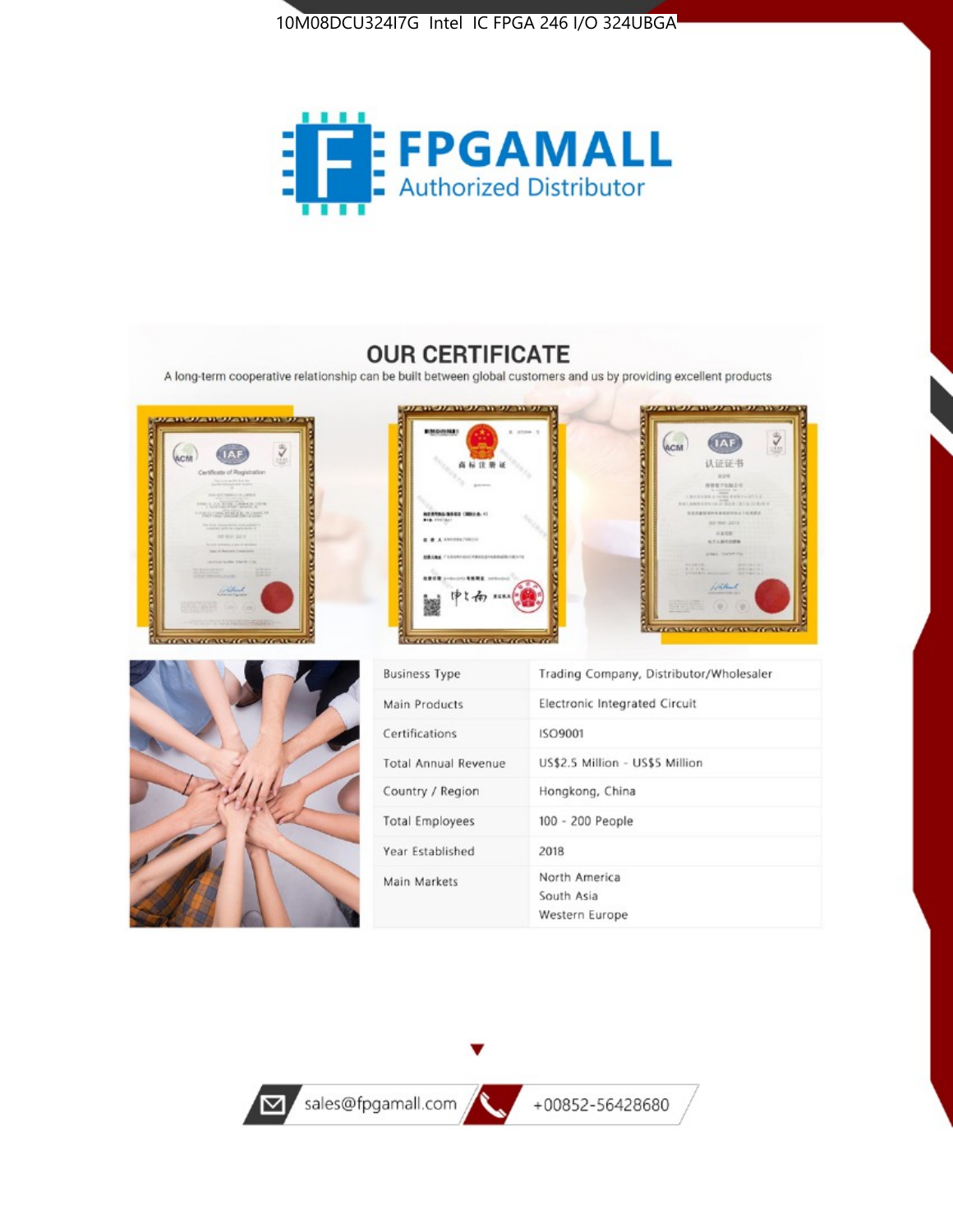FPGAMALL
Authorized Distributor

## OUR CERTIFICATE

A long-term cooperative relationship can be built between global customers and us by providing excellent products

| | |
|---|---|
| Business Type | Trading Company, Distributor/Wholesaler |
| Main Products | Electronic Integrated Circuit |
| Certifications | ISO9001 |
| Total Annual Revenue | US$2.5 Million - US$5 Million |
| Country / Region | Hongkong, China |
| Total Employees | 100 - 200 People |
| Year Established | 2018 |
| Main Markets | North America<br>South Asia<br>Western Europe |

sales@fpgamall.com

+00852-56428680